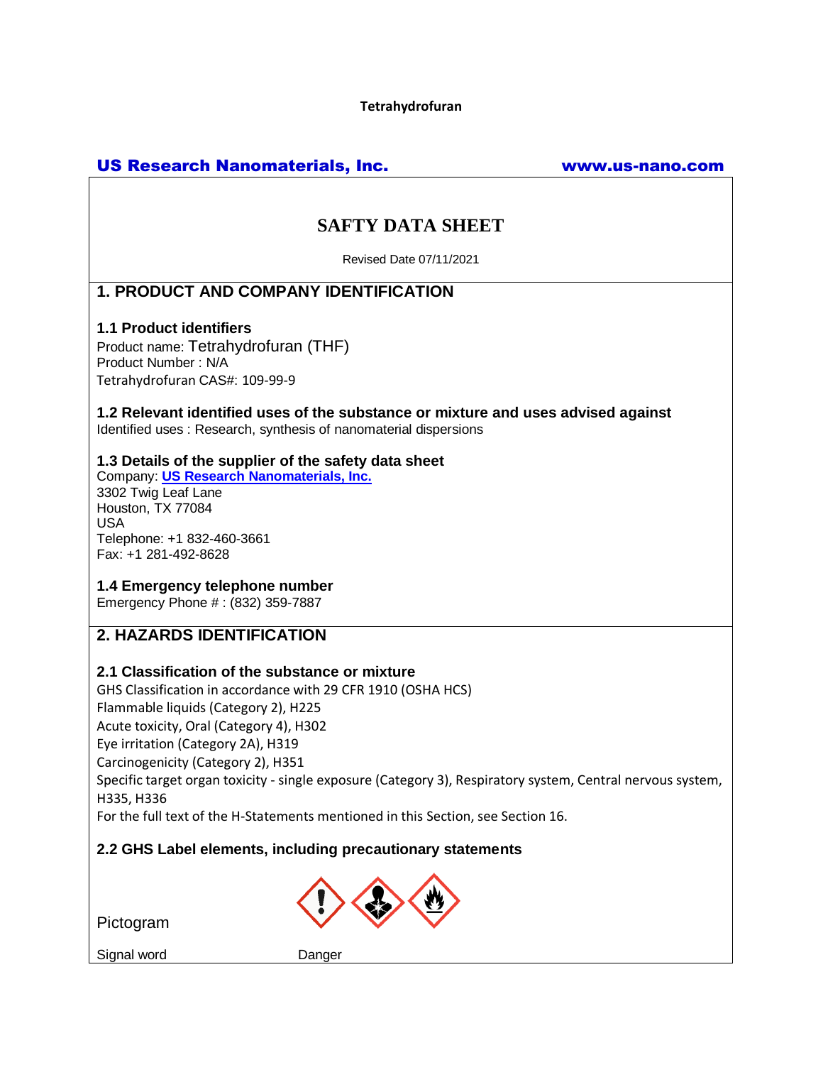Tetrahydrofuran

**US Research Nanomaterials, Inc.** **www.us-nano.com**

# SAFTY DATA SHEET

Revised Date 07/11/2021

## 1. PRODUCT AND COMPANY IDENTIFICATION

### 1.1 Product identifiers

Product name: Tetrahydrofuran (THF)
Product Number : N/A
Tetrahydrofuran CAS#: 109-99-9

### 1.2 Relevant identified uses of the substance or mixture and uses advised against

Identified uses : Research, synthesis of nanomaterial dispersions

### 1.3 Details of the supplier of the safety data sheet

Company: **US Research Nanomaterials, Inc.**
3302 Twig Leaf Lane
Houston, TX 77084
USA
Telephone: +1 832-460-3661
Fax: +1 281-492-8628

### 1.4 Emergency telephone number

Emergency Phone # : (832) 359-7887

## 2. HAZARDS IDENTIFICATION

### 2.1 Classification of the substance or mixture

GHS Classification in accordance with 29 CFR 1910 (OSHA HCS)
Flammable liquids (Category 2), H225
Acute toxicity, Oral (Category 4), H302
Eye irritation (Category 2A), H319
Carcinogenicity (Category 2), H351
Specific target organ toxicity - single exposure (Category 3), Respiratory system, Central nervous system, H335, H336
For the full text of the H-Statements mentioned in this Section, see Section 16.

### 2.2 GHS Label elements, including precautionary statements

Pictogram

Signal word Danger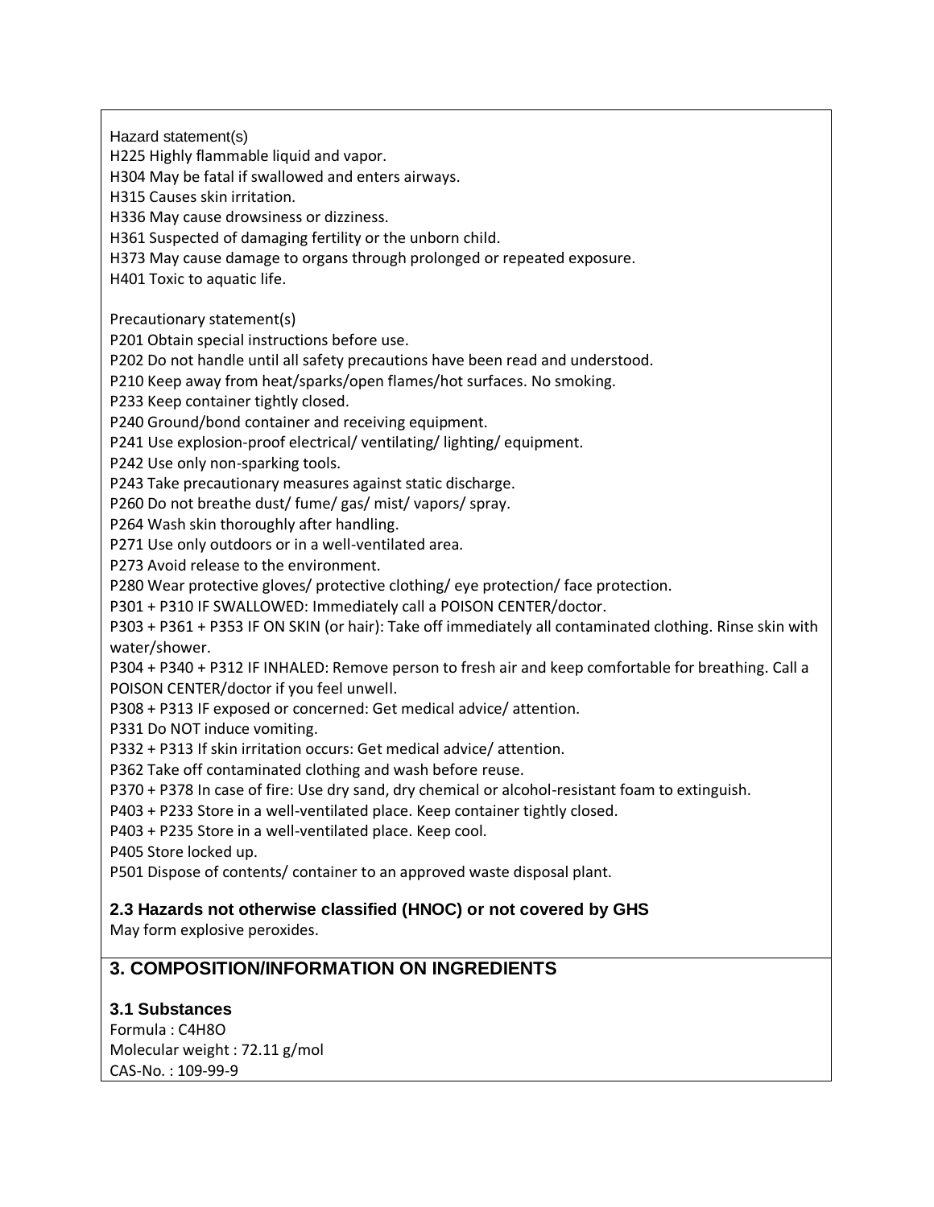Hazard statement(s)

H225 Highly flammable liquid and vapor.
H304 May be fatal if swallowed and enters airways.
H315 Causes skin irritation.
H336 May cause drowsiness or dizziness.
H361 Suspected of damaging fertility or the unborn child.
H373 May cause damage to organs through prolonged or repeated exposure.
H401 Toxic to aquatic life.

Precautionary statement(s)

P201 Obtain special instructions before use.
P202 Do not handle until all safety precautions have been read and understood.
P210 Keep away from heat/sparks/open flames/hot surfaces. No smoking.
P233 Keep container tightly closed.
P240 Ground/bond container and receiving equipment.
P241 Use explosion-proof electrical/ ventilating/ lighting/ equipment.
P242 Use only non-sparking tools.
P243 Take precautionary measures against static discharge.
P260 Do not breathe dust/ fume/ gas/ mist/ vapors/ spray.
P264 Wash skin thoroughly after handling.
P271 Use only outdoors or in a well-ventilated area.
P273 Avoid release to the environment.
P280 Wear protective gloves/ protective clothing/ eye protection/ face protection.
P301 + P310 IF SWALLOWED: Immediately call a POISON CENTER/doctor.
P303 + P361 + P353 IF ON SKIN (or hair): Take off immediately all contaminated clothing. Rinse skin with water/shower.
P304 + P340 + P312 IF INHALED: Remove person to fresh air and keep comfortable for breathing. Call a POISON CENTER/doctor if you feel unwell.
P308 + P313 IF exposed or concerned: Get medical advice/ attention.
P331 Do NOT induce vomiting.
P332 + P313 If skin irritation occurs: Get medical advice/ attention.
P362 Take off contaminated clothing and wash before reuse.
P370 + P378 In case of fire: Use dry sand, dry chemical or alcohol-resistant foam to extinguish.
P403 + P233 Store in a well-ventilated place. Keep container tightly closed.
P403 + P235 Store in a well-ventilated place. Keep cool.
P405 Store locked up.
P501 Dispose of contents/ container to an approved waste disposal plant.

### 2.3 Hazards not otherwise classified (HNOC) or not covered by GHS

May form explosive peroxides.

## 3. COMPOSITION/INFORMATION ON INGREDIENTS

### 3.1 Substances

Formula : $C_4H_8O$
Molecular weight : 72.11 g/mol
CAS-No. : 109-99-9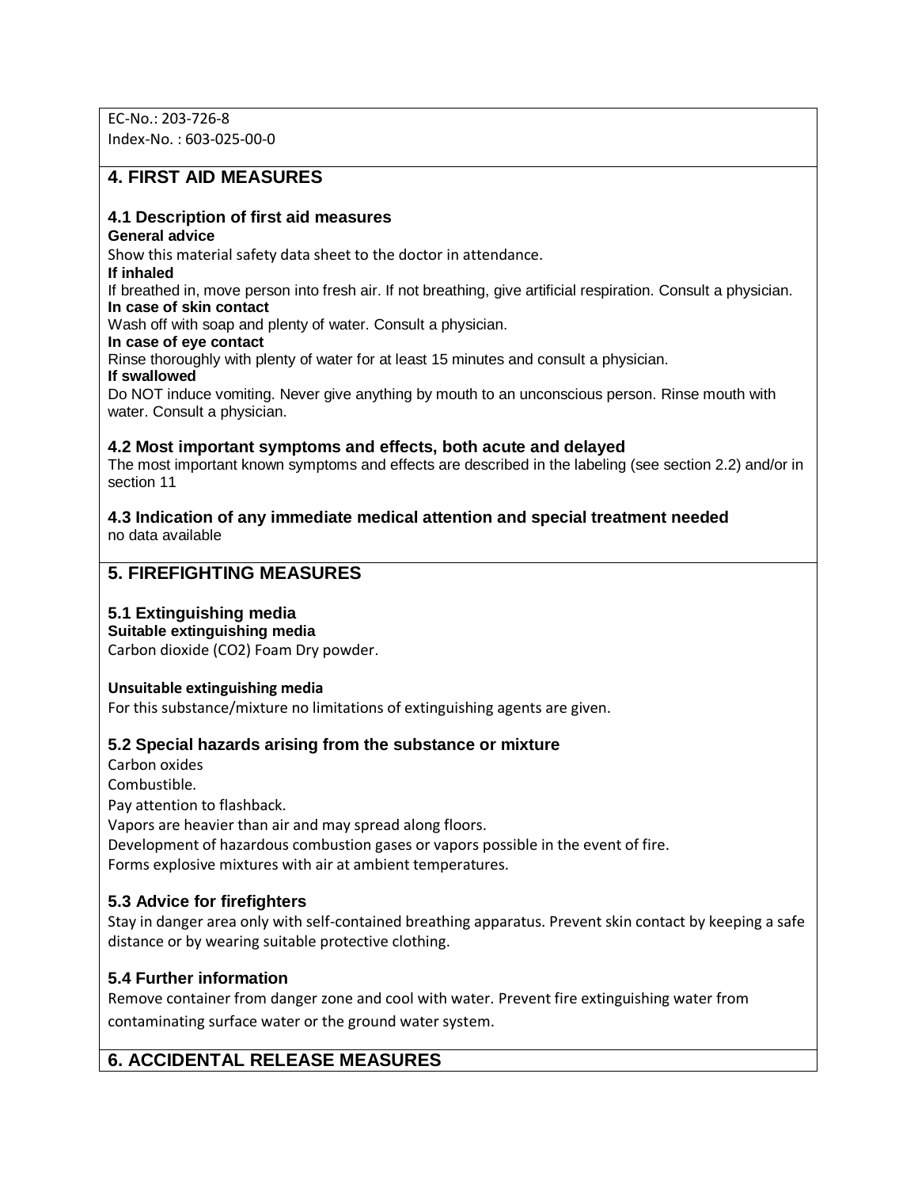EC-No.: 203-726-8
Index-No. : 603-025-00-0

## 4. FIRST AID MEASURES

### 4.1 Description of first aid measures

**General advice**

Show this material safety data sheet to the doctor in attendance.

**If inhaled**

If breathed in, move person into fresh air. If not breathing, give artificial respiration. Consult a physician.

**In case of skin contact**

Wash off with soap and plenty of water. Consult a physician.

**In case of eye contact**

Rinse thoroughly with plenty of water for at least 15 minutes and consult a physician.

**If swallowed**

Do NOT induce vomiting. Never give anything by mouth to an unconscious person. Rinse mouth with water. Consult a physician.

### 4.2 Most important symptoms and effects, both acute and delayed

The most important known symptoms and effects are described in the labeling (see section 2.2) and/or in section 11

### 4.3 Indication of any immediate medical attention and special treatment needed

no data available

## 5. FIREFIGHTING MEASURES

### 5.1 Extinguishing media

**Suitable extinguishing media**

Carbon dioxide ($CO_2$) Foam Dry powder.

**Unsuitable extinguishing media**

For this substance/mixture no limitations of extinguishing agents are given.

### 5.2 Special hazards arising from the substance or mixture

Carbon oxides
Combustible.
Pay attention to flashback.
Vapors are heavier than air and may spread along floors.
Development of hazardous combustion gases or vapors possible in the event of fire.
Forms explosive mixtures with air at ambient temperatures.

### 5.3 Advice for firefighters

Stay in danger area only with self-contained breathing apparatus. Prevent skin contact by keeping a safe distance or by wearing suitable protective clothing.

### 5.4 Further information

Remove container from danger zone and cool with water. Prevent fire extinguishing water from contaminating surface water or the ground water system.

## 6. ACCIDENTAL RELEASE MEASURES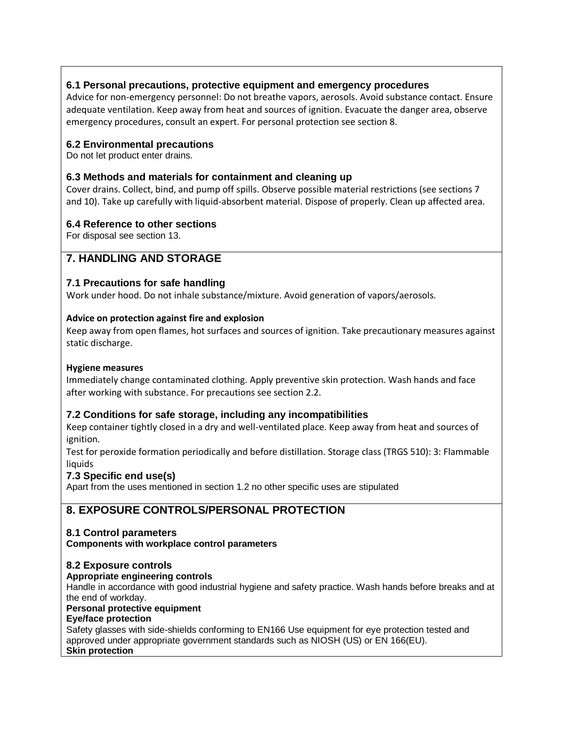### 6.1 Personal precautions, protective equipment and emergency procedures

Advice for non-emergency personnel: Do not breathe vapors, aerosols. Avoid substance contact. Ensure adequate ventilation. Keep away from heat and sources of ignition. Evacuate the danger area, observe emergency procedures, consult an expert. For personal protection see section 8.

### 6.2 Environmental precautions

Do not let product enter drains.

### 6.3 Methods and materials for containment and cleaning up

Cover drains. Collect, bind, and pump off spills. Observe possible material restrictions (see sections 7 and 10). Take up carefully with liquid-absorbent material. Dispose of properly. Clean up affected area.

### 6.4 Reference to other sections

For disposal see section 13.

## 7. HANDLING AND STORAGE

### 7.1 Precautions for safe handling

Work under hood. Do not inhale substance/mixture. Avoid generation of vapors/aerosols.

**Advice on protection against fire and explosion**

Keep away from open flames, hot surfaces and sources of ignition. Take precautionary measures against static discharge.

**Hygiene measures**

Immediately change contaminated clothing. Apply preventive skin protection. Wash hands and face after working with substance. For precautions see section 2.2.

### 7.2 Conditions for safe storage, including any incompatibilities

Keep container tightly closed in a dry and well-ventilated place. Keep away from heat and sources of ignition.

Test for peroxide formation periodically and before distillation. Storage class (TRGS 510): 3: Flammable liquids

### 7.3 Specific end use(s)

Apart from the uses mentioned in section 1.2 no other specific uses are stipulated

## 8. EXPOSURE CONTROLS/PERSONAL PROTECTION

### 8.1 Control parameters

**Components with workplace control parameters**

### 8.2 Exposure controls

**Appropriate engineering controls**

Handle in accordance with good industrial hygiene and safety practice. Wash hands before breaks and at the end of workday.

**Personal protective equipment**

**Eye/face protection**

Safety glasses with side-shields conforming to EN166 Use equipment for eye protection tested and approved under appropriate government standards such as NIOSH (US) or EN 166(EU).

**Skin protection**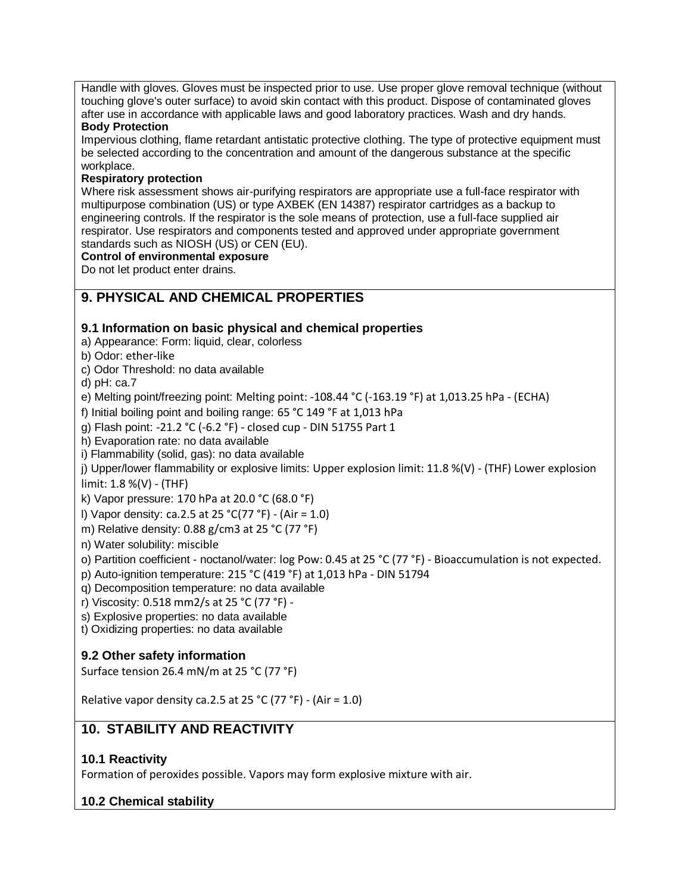Handle with gloves. Gloves must be inspected prior to use. Use proper glove removal technique (without touching glove's outer surface) to avoid skin contact with this product. Dispose of contaminated gloves after use in accordance with applicable laws and good laboratory practices. Wash and dry hands.

**Body Protection**

Impervious clothing, flame retardant antistatic protective clothing. The type of protective equipment must be selected according to the concentration and amount of the dangerous substance at the specific workplace.

**Respiratory protection**

Where risk assessment shows air-purifying respirators are appropriate use a full-face respirator with multipurpose combination (US) or type AXBEK (EN 14387) respirator cartridges as a backup to engineering controls. If the respirator is the sole means of protection, use a full-face supplied air respirator. Use respirators and components tested and approved under appropriate government standards such as NIOSH (US) or CEN (EU).

**Control of environmental exposure**

Do not let product enter drains.

## 9. PHYSICAL AND CHEMICAL PROPERTIES

### 9.1 Information on basic physical and chemical properties

a) Appearance: Form: liquid, clear, colorless

b) Odor: ether-like

c) Odor Threshold: no data available

d) pH: ca.7

e) Melting point/freezing point: Melting point: -108.44 °C (-163.19 °F) at 1,013.25 hPa - (ECHA)

f) Initial boiling point and boiling range: 65 °C 149 °F at 1,013 hPa

g) Flash point: -21.2 °C (-6.2 °F) - closed cup - DIN 51755 Part 1

h) Evaporation rate: no data available

i) Flammability (solid, gas): no data available

j) Upper/lower flammability or explosive limits: Upper explosion limit: 11.8 %(V) - (THF) Lower explosion limit: 1.8 %(V) - (THF)

k) Vapor pressure: 170 hPa at 20.0 °C (68.0 °F)

l) Vapor density: ca.2.5 at 25 °C(77 °F) - (Air = 1.0)

m) Relative density: 0.88 g/cm3 at 25 °C (77 °F)

n) Water solubility: miscible

o) Partition coefficient - noctanol/water: log Pow: 0.45 at 25 °C (77 °F) - Bioaccumulation is not expected.

p) Auto-ignition temperature: 215 °C (419 °F) at 1,013 hPa - DIN 51794

q) Decomposition temperature: no data available

r) Viscosity: 0.518 mm2/s at 25 °C (77 °F) -

s) Explosive properties: no data available

t) Oxidizing properties: no data available

### 9.2 Other safety information

Surface tension 26.4 mN/m at 25 °C (77 °F)

Relative vapor density ca.2.5 at 25 °C (77 °F) - (Air = 1.0)

## 10. STABILITY AND REACTIVITY

### 10.1 Reactivity

Formation of peroxides possible. Vapors may form explosive mixture with air.

### 10.2 Chemical stability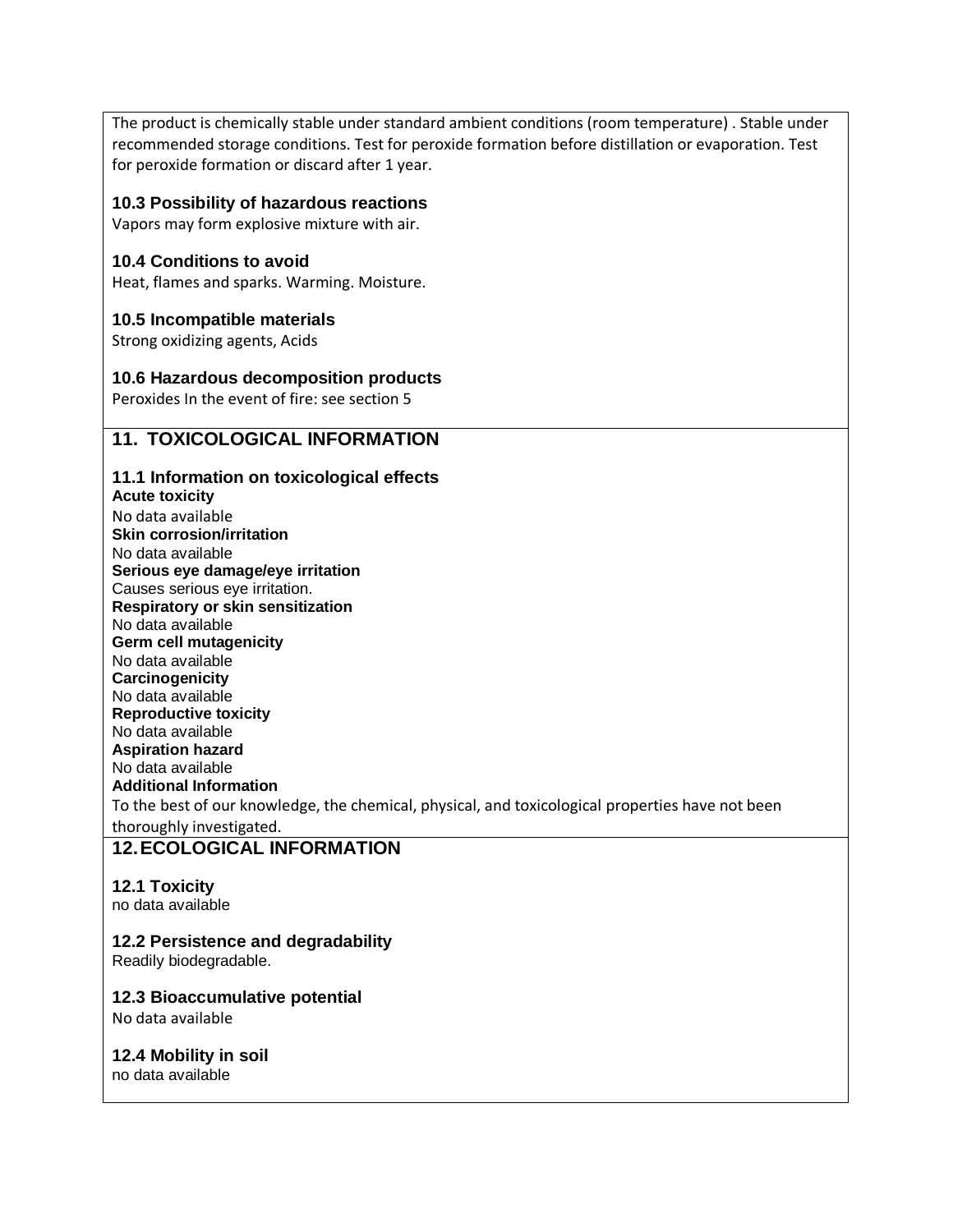The product is chemically stable under standard ambient conditions (room temperature) . Stable under recommended storage conditions. Test for peroxide formation before distillation or evaporation. Test for peroxide formation or discard after 1 year.

### 10.3 Possibility of hazardous reactions

Vapors may form explosive mixture with air.

### 10.4 Conditions to avoid

Heat, flames and sparks. Warming. Moisture.

### 10.5 Incompatible materials

Strong oxidizing agents, Acids

### 10.6 Hazardous decomposition products

Peroxides In the event of fire: see section 5

## 11. TOXICOLOGICAL INFORMATION

### 11.1 Information on toxicological effects

**Acute toxicity**
No data available

**Skin corrosion/irritation**
No data available

**Serious eye damage/eye irritation**
Causes serious eye irritation.

**Respiratory or skin sensitization**
No data available

**Germ cell mutagenicity**
No data available

**Carcinogenicity**
No data available

**Reproductive toxicity**
No data available

**Aspiration hazard**
No data available

**Additional Information**
To the best of our knowledge, the chemical, physical, and toxicological properties have not been thoroughly investigated.

## 12. ECOLOGICAL INFORMATION

### 12.1 Toxicity

no data available

### 12.2 Persistence and degradability

Readily biodegradable.

### 12.3 Bioaccumulative potential

No data available

### 12.4 Mobility in soil

no data available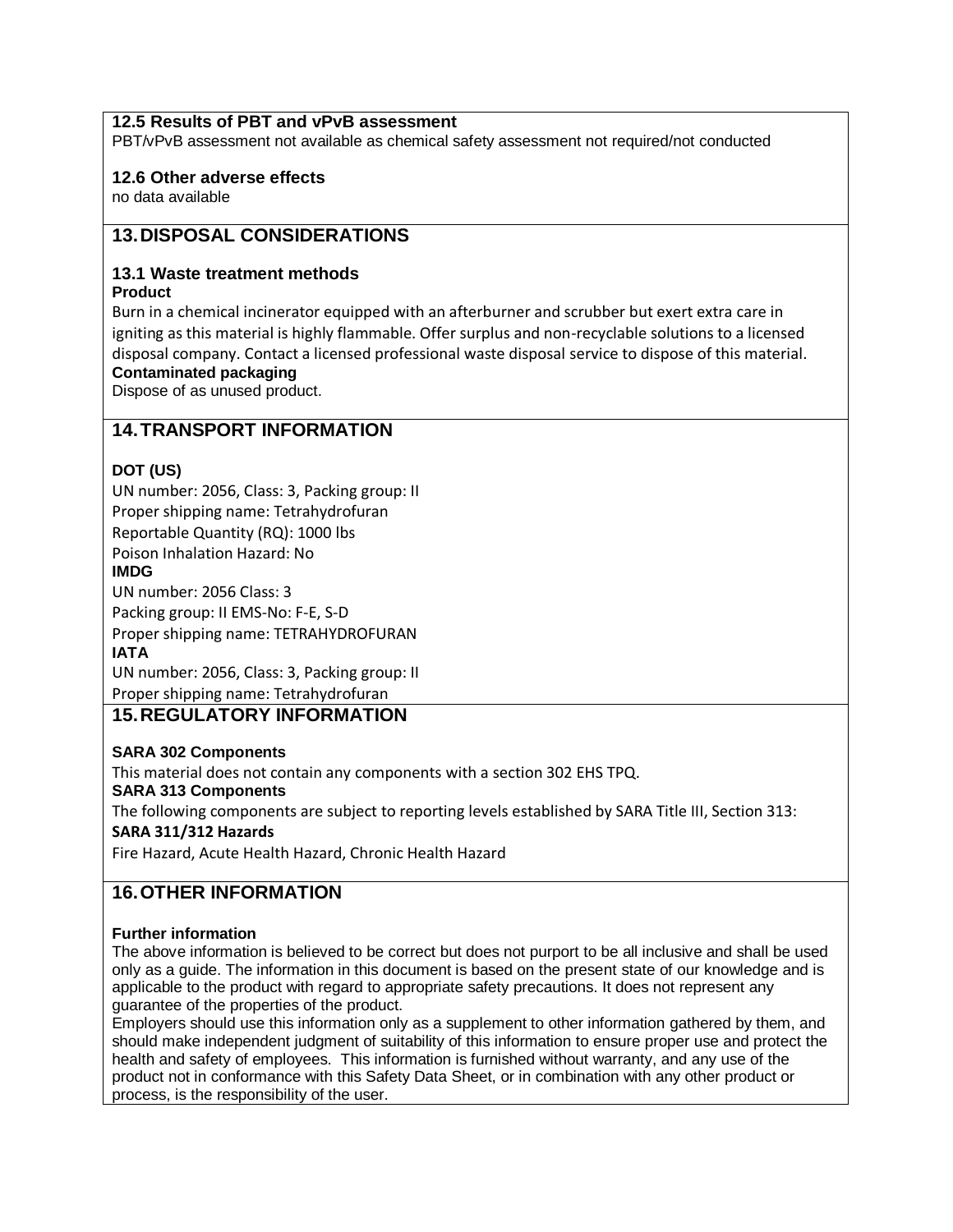### 12.5 Results of PBT and vPvB assessment

PBT/vPvB assessment not available as chemical safety assessment not required/not conducted

### 12.6 Other adverse effects

no data available

## 13. DISPOSAL CONSIDERATIONS

### 13.1 Waste treatment methods

**Product**

Burn in a chemical incinerator equipped with an afterburner and scrubber but exert extra care in igniting as this material is highly flammable. Offer surplus and non-recyclable solutions to a licensed disposal company. Contact a licensed professional waste disposal service to dispose of this material.

**Contaminated packaging**

Dispose of as unused product.

## 14. TRANSPORT INFORMATION

**DOT (US)**

UN number: 2056, Class: 3, Packing group: II
Proper shipping name: Tetrahydrofuran
Reportable Quantity (RQ): 1000 lbs
Poison Inhalation Hazard: No

**IMDG**

UN number: 2056 Class: 3
Packing group: II EMS-No: F-E, S-D
Proper shipping name: TETRAHYDROFURAN

**IATA**

UN number: 2056, Class: 3, Packing group: II
Proper shipping name: Tetrahydrofuran

## 15. REGULATORY INFORMATION

**SARA 302 Components**

This material does not contain any components with a section 302 EHS TPQ.

**SARA 313 Components**

The following components are subject to reporting levels established by SARA Title III, Section 313:

**SARA 311/312 Hazards**

Fire Hazard, Acute Health Hazard, Chronic Health Hazard

## 16. OTHER INFORMATION

**Further information**

The above information is believed to be correct but does not purport to be all inclusive and shall be used only as a guide. The information in this document is based on the present state of our knowledge and is applicable to the product with regard to appropriate safety precautions. It does not represent any guarantee of the properties of the product.

Employers should use this information only as a supplement to other information gathered by them, and should make independent judgment of suitability of this information to ensure proper use and protect the health and safety of employees. This information is furnished without warranty, and any use of the product not in conformance with this Safety Data Sheet, or in combination with any other product or process, is the responsibility of the user.